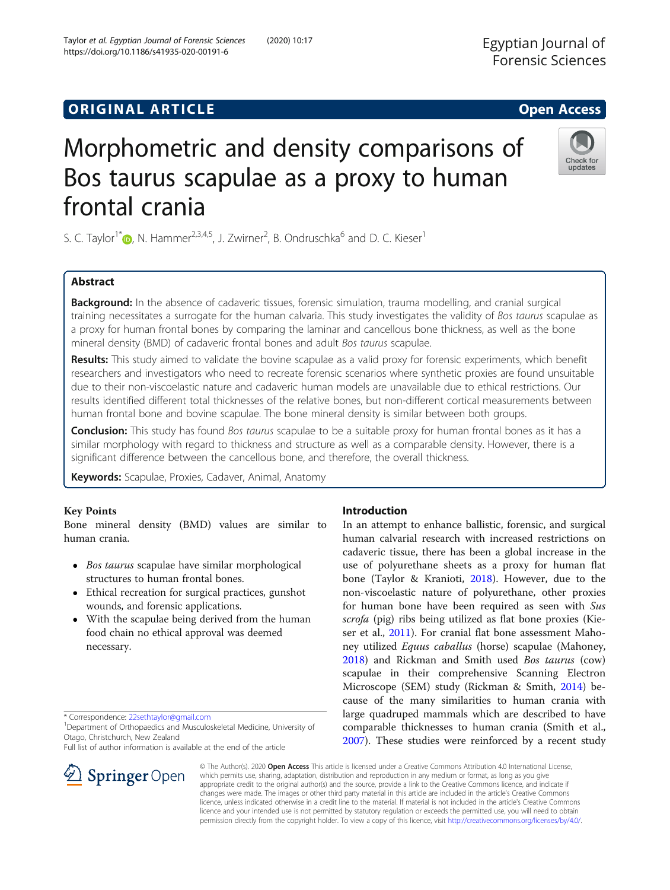ORIGINAL ARTICLE

Open Access

# Morphometric and density comparisons of Bos taurus scapulae as a proxy to human frontal crania

S. C. Taylor[1*], N. Hammer[2,3,4,5], J. Zwirner[2], B. Ondruschka[6] and D. C. Kieser[1]

## Abstract

**Background:** In the absence of cadaveric tissues, forensic simulation, trauma modelling, and cranial surgical training necessitates a surrogate for the human calvaria. This study investigates the validity of *Bos taurus* scapulae as a proxy for human frontal bones by comparing the laminar and cancellous bone thickness, as well as the bone mineral density (BMD) of cadaveric frontal bones and adult *Bos taurus* scapulae.

**Results:** This study aimed to validate the bovine scapulae as a valid proxy for forensic experiments, which benefit researchers and investigators who need to recreate forensic scenarios where synthetic proxies are found unsuitable due to their non-viscoelastic nature and cadaveric human models are unavailable due to ethical restrictions. Our results identified different total thicknesses of the relative bones, but non-different cortical measurements between human frontal bone and bovine scapulae. The bone mineral density is similar between both groups.

**Conclusion:** This study has found *Bos taurus* scapulae to be a suitable proxy for human frontal bones as it has a similar morphology with regard to thickness and structure as well as a comparable density. However, there is a significant difference between the cancellous bone, and therefore, the overall thickness.

**Keywords:** Scapulae, Proxies, Cadaver, Animal, Anatomy

### Key Points

Bone mineral density (BMD) values are similar to human crania.

- *Bos taurus* scapulae have similar morphological structures to human frontal bones.
- Ethical recreation for surgical practices, gunshot wounds, and forensic applications.
- With the scapulae being derived from the human food chain no ethical approval was deemed necessary.

## Introduction

In an attempt to enhance ballistic, forensic, and surgical human calvarial research with increased restrictions on cadaveric tissue, there has been a global increase in the use of polyurethane sheets as a proxy for human flat bone (Taylor & Kranioti, 2018). However, due to the non-viscoelastic nature of polyurethane, other proxies for human bone have been required as seen with *Sus scrofa* (pig) ribs being utilized as flat bone proxies (Kieser et al., 2011). For cranial flat bone assessment Mahoney utilized *Equus caballus* (horse) scapulae (Mahoney, 2018) and Rickman and Smith used *Bos taurus* (cow) scapulae in their comprehensive Scanning Electron Microscope (SEM) study (Rickman & Smith, 2014) because of the many similarities to human crania with large quadruped mammals which are described to have comparable thicknesses to human crania (Smith et al., 2007). These studies were reinforced by a recent study

\* Correspondence: 22sethtaylor@gmail.com
[1]Department of Orthopaedics and Musculoskeletal Medicine, University of Otago, Christchurch, New Zealand
Full list of author information is available at the end of the article

© The Author(s). 2020 **Open Access** This article is licensed under a Creative Commons Attribution 4.0 International License, which permits use, sharing, adaptation, distribution and reproduction in any medium or format, as long as you give appropriate credit to the original author(s) and the source, provide a link to the Creative Commons licence, and indicate if changes were made. The images or other third party material in this article are included in the article's Creative Commons licence, unless indicated otherwise in a credit line to the material. If material is not included in the article's Creative Commons licence and your intended use is not permitted by statutory regulation or exceeds the permitted use, you will need to obtain permission directly from the copyright holder. To view a copy of this licence, visit http://creativecommons.org/licenses/by/4.0/.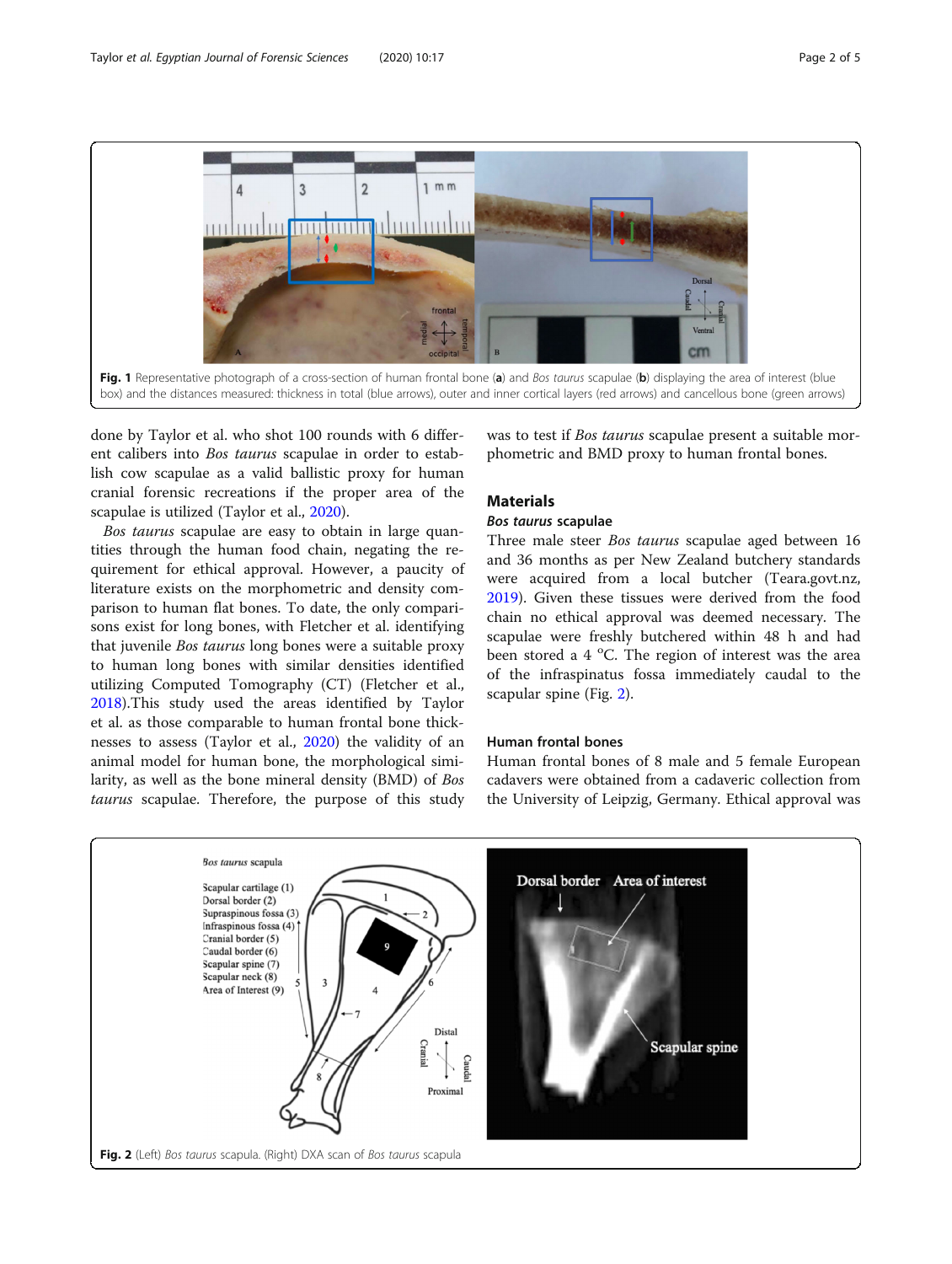Fig. 1 Representative photograph of a cross-section of human frontal bone (**a**) and *Bos taurus* scapulae (**b**) displaying the area of interest (blue box) and the distances measured: thickness in total (blue arrows), outer and inner cortical layers (red arrows) and cancellous bone (green arrows)

done by Taylor et al. who shot 100 rounds with 6 different calibers into *Bos taurus* scapulae in order to establish cow scapulae as a valid ballistic proxy for human cranial forensic recreations if the proper area of the scapulae is utilized (Taylor et al., 2020).

*Bos taurus* scapulae are easy to obtain in large quantities through the human food chain, negating the requirement for ethical approval. However, a paucity of literature exists on the morphometric and density comparison to human flat bones. To date, the only comparisons exist for long bones, with Fletcher et al. identifying that juvenile *Bos taurus* long bones were a suitable proxy to human long bones with similar densities identified utilizing Computed Tomography (CT) (Fletcher et al., 2018).This study used the areas identified by Taylor et al. as those comparable to human frontal bone thicknesses to assess (Taylor et al., 2020) the validity of an animal model for human bone, the morphological similarity, as well as the bone mineral density (BMD) of *Bos taurus* scapulae. Therefore, the purpose of this study was to test if *Bos taurus* scapulae present a suitable morphometric and BMD proxy to human frontal bones.

## Materials

### *Bos taurus* scapulae

Three male steer *Bos taurus* scapulae aged between 16 and 36 months as per New Zealand butchery standards were acquired from a local butcher (Teara.govt.nz, 2019). Given these tissues were derived from the food chain no ethical approval was deemed necessary. The scapulae were freshly butchered within 48 h and had been stored a 4 °C. The region of interest was the area of the infraspinatus fossa immediately caudal to the scapular spine (Fig. 2).

### Human frontal bones

Human frontal bones of 8 male and 5 female European cadavers were obtained from a cadaveric collection from the University of Leipzig, Germany. Ethical approval was

Fig. 2 (Left) *Bos taurus* scapula. (Right) DXA scan of *Bos taurus* scapula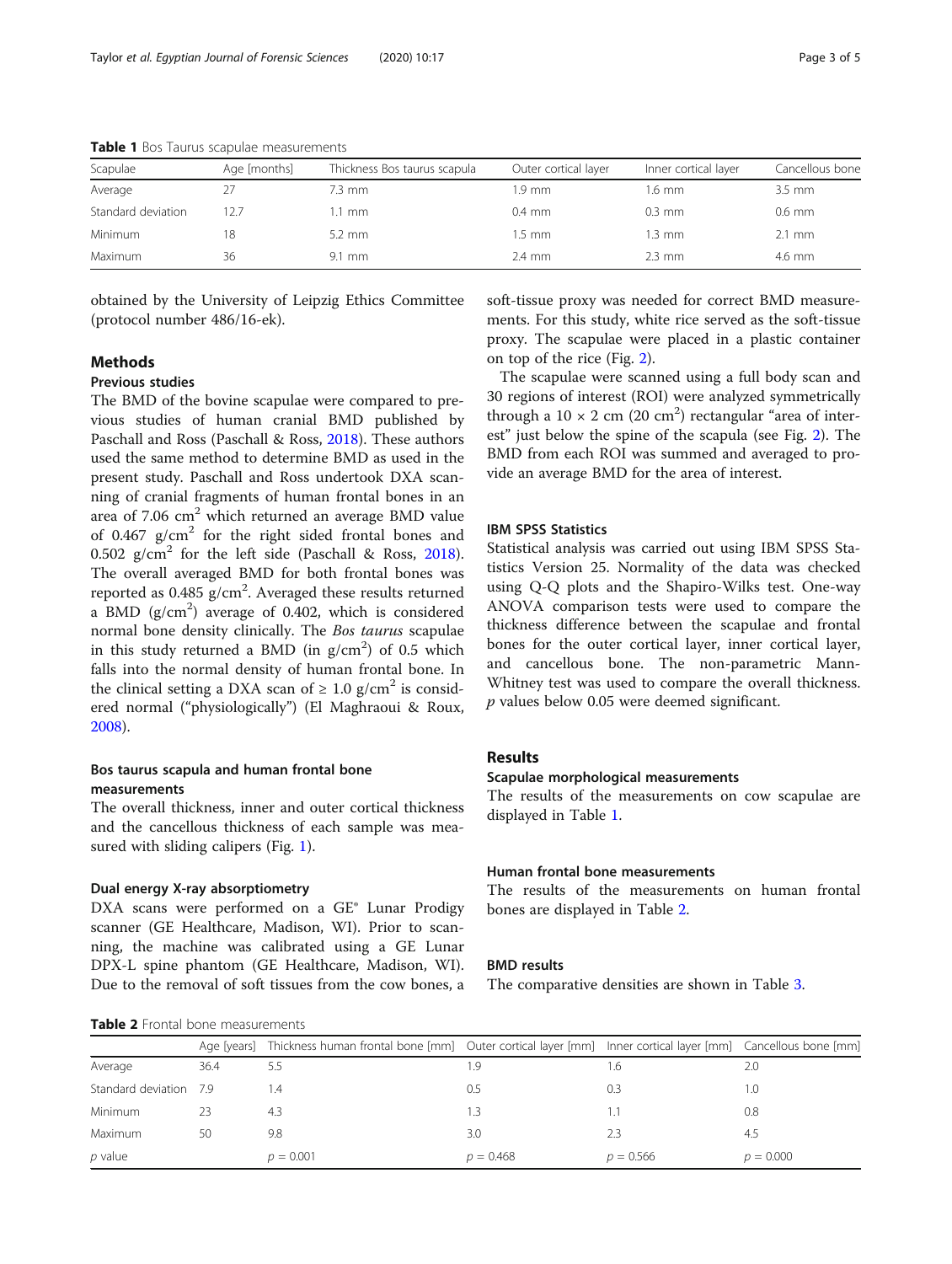**Table 1** Bos Taurus scapulae measurements

| Scapulae | Age [months] | Thickness Bos taurus scapula | Outer cortical layer | Inner cortical layer | Cancellous bone |
|---|---|---|---|---|---|
| Average | 27 | 7.3 mm | 1.9 mm | 1.6 mm | 3.5 mm |
| Standard deviation | 12.7 | 1.1 mm | 0.4 mm | 0.3 mm | 0.6 mm |
| Minimum | 18 | 5.2 mm | 1.5 mm | 1.3 mm | 2.1 mm |
| Maximum | 36 | 9.1 mm | 2.4 mm | 2.3 mm | 4.6 mm |

obtained by the University of Leipzig Ethics Committee (protocol number 486/16-ek).

## Methods

### Previous studies

The BMD of the bovine scapulae were compared to previous studies of human cranial BMD published by Paschall and Ross (Paschall & Ross, 2018). These authors used the same method to determine BMD as used in the present study. Paschall and Ross undertook DXA scanning of cranial fragments of human frontal bones in an area of 7.06 $cm^2$ which returned an average BMD value of 0.467 $g/cm^2$ for the right sided frontal bones and 0.502 $g/cm^2$ for the left side (Paschall & Ross, 2018). The overall averaged BMD for both frontal bones was reported as 0.485 $g/cm^2$. Averaged these results returned a BMD ($g/cm^2$) average of 0.402, which is considered normal bone density clinically. The *Bos taurus* scapulae in this study returned a BMD (in $g/cm^2$) of 0.5 which falls into the normal density of human frontal bone. In the clinical setting a DXA scan of $\geq 1.0$ $g/cm^2$ is considered normal ("physiologically") (El Maghraoui & Roux, 2008).

### Bos taurus scapula and human frontal bone measurements

The overall thickness, inner and outer cortical thickness and the cancellous thickness of each sample was measured with sliding calipers (Fig. 1).

### Dual energy X-ray absorptiometry

DXA scans were performed on a GE® Lunar Prodigy scanner (GE Healthcare, Madison, WI). Prior to scanning, the machine was calibrated using a GE Lunar DPX-L spine phantom (GE Healthcare, Madison, WI). Due to the removal of soft tissues from the cow bones, a soft-tissue proxy was needed for correct BMD measurements. For this study, white rice served as the soft-tissue proxy. The scapulae were placed in a plastic container on top of the rice (Fig. 2).

The scapulae were scanned using a full body scan and 30 regions of interest (ROI) were analyzed symmetrically through a $10 \times 2$ cm (20 $cm^2$) rectangular "area of interest" just below the spine of the scapula (see Fig. 2). The BMD from each ROI was summed and averaged to provide an average BMD for the area of interest.

### IBM SPSS Statistics

Statistical analysis was carried out using IBM SPSS Statistics Version 25. Normality of the data was checked using Q-Q plots and the Shapiro-Wilks test. One-way ANOVA comparison tests were used to compare the thickness difference between the scapulae and frontal bones for the outer cortical layer, inner cortical layer, and cancellous bone. The non-parametric Mann-Whitney test was used to compare the overall thickness. $p$ values below 0.05 were deemed significant.

## Results

### Scapulae morphological measurements

The results of the measurements on cow scapulae are displayed in Table 1.

### Human frontal bone measurements

The results of the measurements on human frontal bones are displayed in Table 2.

### BMD results

The comparative densities are shown in Table 3.

**Table 2** Frontal bone measurements

| | Age [years] | Thickness human frontal bone [mm] | Outer cortical layer [mm] | Inner cortical layer [mm] | Cancellous bone [mm] |
|---|---|---|---|---|---|
| Average | 36.4 | 5.5 | 1.9 | 1.6 | 2.0 |
| Standard deviation | 7.9 | 1.4 | 0.5 | 0.3 | 1.0 |
| Minimum | 23 | 4.3 | 1.3 | 1.1 | 0.8 |
| Maximum | 50 | 9.8 | 3.0 | 2.3 | 4.5 |
| $p$ value | | $p = 0.001$ | $p = 0.468$ | $p = 0.566$ | $p = 0.000$ |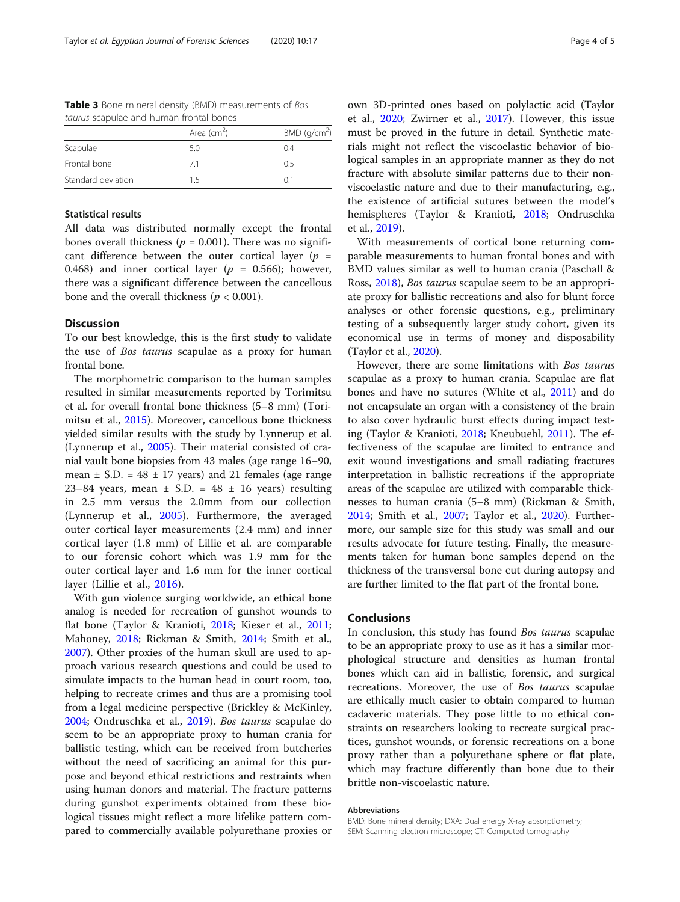**Table 3** Bone mineral density (BMD) measurements of *Bos taurus* scapulae and human frontal bones

| | Area ($cm^2$) | BMD ($g/cm^2$) |
|---|---|---|
| Scapulae | 5.0 | 0.4 |
| Frontal bone | 7.1 | 0.5 |
| Standard deviation | 1.5 | 0.1 |

### Statistical results

All data was distributed normally except the frontal bones overall thickness ($p = 0.001$). There was no significant difference between the outer cortical layer ($p = 0.468$) and inner cortical layer ($p = 0.566$); however, there was a significant difference between the cancellous bone and the overall thickness ($p < 0.001$).

## Discussion

To our best knowledge, this is the first study to validate the use of *Bos taurus* scapulae as a proxy for human frontal bone.

The morphometric comparison to the human samples resulted in similar measurements reported by Torimitsu et al. for overall frontal bone thickness (5–8 mm) (Torimitsu et al., 2015). Moreover, cancellous bone thickness yielded similar results with the study by Lynnerup et al. (Lynnerup et al., 2005). Their material consisted of cranial vault bone biopsies from 43 males (age range 16–90, mean ± S.D. = 48 ± 17 years) and 21 females (age range 23–84 years, mean ± S.D. = 48 ± 16 years) resulting in 2.5 mm versus the 2.0mm from our collection (Lynnerup et al., 2005). Furthermore, the averaged outer cortical layer measurements (2.4 mm) and inner cortical layer (1.8 mm) of Lillie et al. are comparable to our forensic cohort which was 1.9 mm for the outer cortical layer and 1.6 mm for the inner cortical layer (Lillie et al., 2016).

With gun violence surging worldwide, an ethical bone analog is needed for recreation of gunshot wounds to flat bone (Taylor & Kranioti, 2018; Kieser et al., 2011; Mahoney, 2018; Rickman & Smith, 2014; Smith et al., 2007). Other proxies of the human skull are used to approach various research questions and could be used to simulate impacts to the human head in court room, too, helping to recreate crimes and thus are a promising tool from a legal medicine perspective (Brickley & McKinley, 2004; Ondruschka et al., 2019). *Bos taurus* scapulae do seem to be an appropriate proxy to human crania for ballistic testing, which can be received from butcheries without the need of sacrificing an animal for this purpose and beyond ethical restrictions and restraints when using human donors and material. The fracture patterns during gunshot experiments obtained from these biological tissues might reflect a more lifelike pattern compared to commercially available polyurethane proxies or own 3D-printed ones based on polylactic acid (Taylor et al., 2020; Zwirner et al., 2017). However, this issue must be proved in the future in detail. Synthetic materials might not reflect the viscoelastic behavior of biological samples in an appropriate manner as they do not fracture with absolute similar patterns due to their non-viscoelastic nature and due to their manufacturing, e.g., the existence of artificial sutures between the model's hemispheres (Taylor & Kranioti, 2018; Ondruschka et al., 2019).

With measurements of cortical bone returning comparable measurements to human frontal bones and with BMD values similar as well to human crania (Paschall & Ross, 2018), *Bos taurus* scapulae seem to be an appropriate proxy for ballistic recreations and also for blunt force analyses or other forensic questions, e.g., preliminary testing of a subsequently larger study cohort, given its economical use in terms of money and disposability (Taylor et al., 2020).

However, there are some limitations with *Bos taurus* scapulae as a proxy to human crania. Scapulae are flat bones and have no sutures (White et al., 2011) and do not encapsulate an organ with a consistency of the brain to also cover hydraulic burst effects during impact testing (Taylor & Kranioti, 2018; Kneubuehl, 2011). The effectiveness of the scapulae are limited to entrance and exit wound investigations and small radiating fractures interpretation in ballistic recreations if the appropriate areas of the scapulae are utilized with comparable thicknesses to human crania (5–8 mm) (Rickman & Smith, 2014; Smith et al., 2007; Taylor et al., 2020). Furthermore, our sample size for this study was small and our results advocate for future testing. Finally, the measurements taken for human bone samples depend on the thickness of the transversal bone cut during autopsy and are further limited to the flat part of the frontal bone.

## Conclusions

In conclusion, this study has found *Bos taurus* scapulae to be an appropriate proxy to use as it has a similar morphological structure and densities as human frontal bones which can aid in ballistic, forensic, and surgical recreations. Moreover, the use of *Bos taurus* scapulae are ethically much easier to obtain compared to human cadaveric materials. They pose little to no ethical constraints on researchers looking to recreate surgical practices, gunshot wounds, or forensic recreations on a bone proxy rather than a polyurethane sphere or flat plate, which may fracture differently than bone due to their brittle non-viscoelastic nature.

#### Abbreviations

BMD: Bone mineral density; DXA: Dual energy X-ray absorptiometry; SEM: Scanning electron microscope; CT: Computed tomography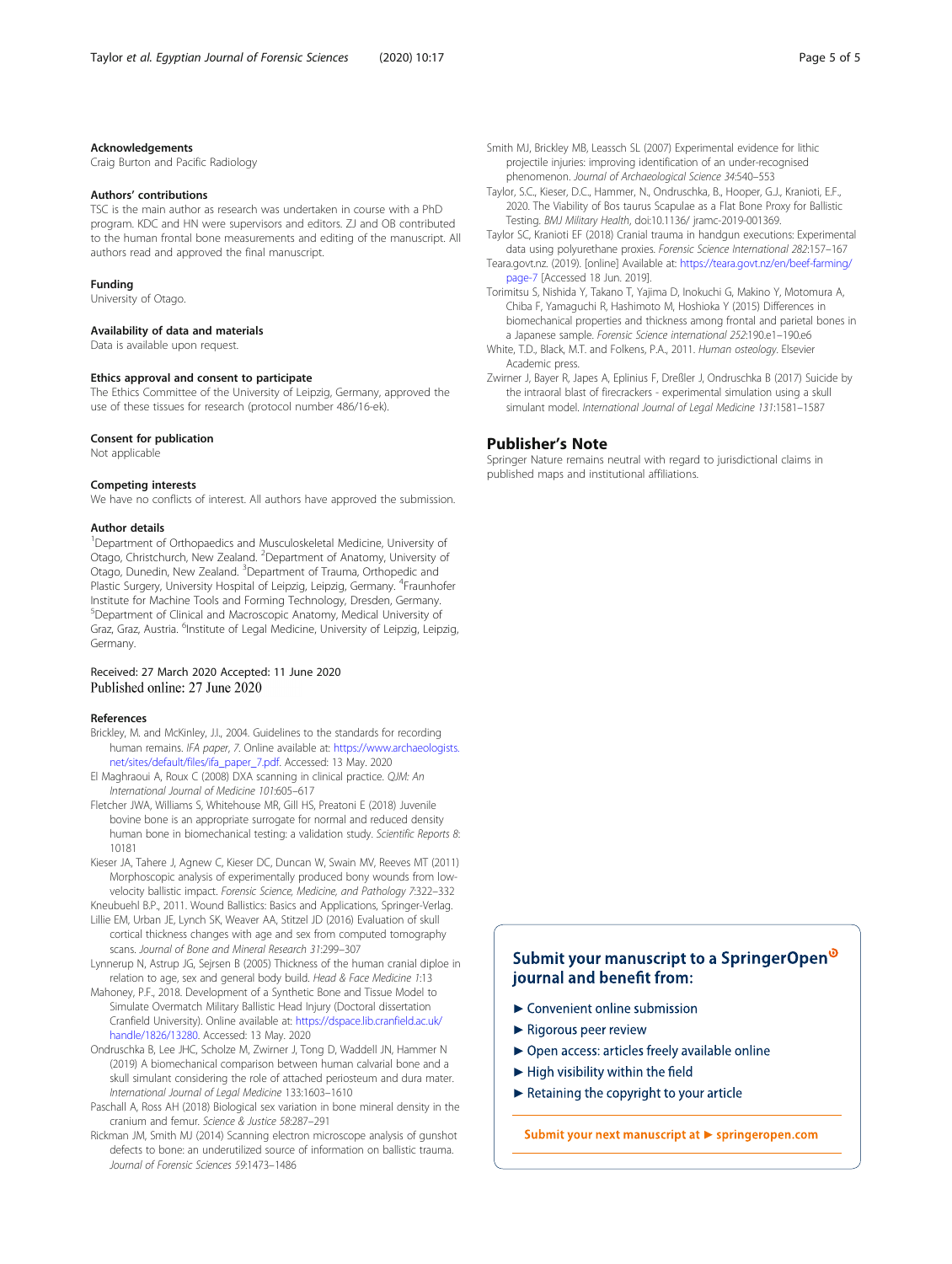### Acknowledgements

Craig Burton and Pacific Radiology

### Authors' contributions

TSC is the main author as research was undertaken in course with a PhD program. KDC and HN were supervisors and editors. ZJ and OB contributed to the human frontal bone measurements and editing of the manuscript. All authors read and approved the final manuscript.

### Funding

University of Otago.

### Availability of data and materials

Data is available upon request.

### Ethics approval and consent to participate

The Ethics Committee of the University of Leipzig, Germany, approved the use of these tissues for research (protocol number 486/16-ek).

### Consent for publication

Not applicable

### Competing interests

We have no conflicts of interest. All authors have approved the submission.

### Author details

[1]Department of Orthopaedics and Musculoskeletal Medicine, University of Otago, Christchurch, New Zealand. [2]Department of Anatomy, University of Otago, Dunedin, New Zealand. [3]Department of Trauma, Orthopedic and Plastic Surgery, University Hospital of Leipzig, Leipzig, Germany. [4]Fraunhofer Institute for Machine Tools and Forming Technology, Dresden, Germany. [5]Department of Clinical and Macroscopic Anatomy, Medical University of Graz, Graz, Austria. [6]Institute of Legal Medicine, University of Leipzig, Leipzig, Germany.

Received: 27 March 2020 Accepted: 11 June 2020
Published online: 27 June 2020

### References

Brickley, M. and McKinley, J.I., 2004. Guidelines to the standards for recording human remains. *IFA paper, 7*. Online available at: https://www.archaeologists.net/sites/default/files/ifa_paper_7.pdf. Accessed: 13 May. 2020

El Maghraoui A, Roux C (2008) DXA scanning in clinical practice. *QJM: An International Journal of Medicine 101*:605–617

Fletcher JWA, Williams S, Whitehouse MR, Gill HS, Preatoni E (2018) Juvenile bovine bone is an appropriate surrogate for normal and reduced density human bone in biomechanical testing: a validation study. *Scientific Reports 8*: 10181

Kieser JA, Tahere J, Agnew C, Kieser DC, Duncan W, Swain MV, Reeves MT (2011) Morphoscopic analysis of experimentally produced bony wounds from low-velocity ballistic impact. *Forensic Science, Medicine, and Pathology 7*:322–332

Kneubuehl B.P., 2011. Wound Ballistics: Basics and Applications, Springer-Verlag.

Lillie EM, Urban JE, Lynch SK, Weaver AA, Stitzel JD (2016) Evaluation of skull cortical thickness changes with age and sex from computed tomography scans. *Journal of Bone and Mineral Research 31*:299–307

Lynnerup N, Astrup JG, Sejrsen B (2005) Thickness of the human cranial diploe in relation to age, sex and general body build. *Head & Face Medicine 1*:13

Mahoney, P.F., 2018. Development of a Synthetic Bone and Tissue Model to Simulate Overmatch Military Ballistic Head Injury (Doctoral dissertation Cranfield University). Online available at: https://dspace.lib.cranfield.ac.uk/handle/1826/13280. Accessed: 13 May. 2020

Ondruschka B, Lee JHC, Scholze M, Zwirner J, Tong D, Waddell JN, Hammer N (2019) A biomechanical comparison between human calvarial bone and a skull simulant considering the role of attached periosteum and dura mater. *International Journal of Legal Medicine* 133:1603–1610

Paschall A, Ross AH (2018) Biological sex variation in bone mineral density in the cranium and femur. *Science & Justice 58*:287–291

Rickman JM, Smith MJ (2014) Scanning electron microscope analysis of gunshot defects to bone: an underutilized source of information on ballistic trauma. *Journal of Forensic Sciences 59*:1473–1486

Smith MJ, Brickley MB, Leassch SL (2007) Experimental evidence for lithic projectile injuries: improving identification of an under-recognised phenomenon. *Journal of Archaeological Science 34*:540–553

Taylor, S.C., Kieser, D.C., Hammer, N., Ondruschka, B., Hooper, G.J., Kranioti, E.F., 2020. The Viability of Bos taurus Scapulae as a Flat Bone Proxy for Ballistic Testing. *BMJ Military Health*, doi:10.1136/ jramc-2019-001369.

Taylor SC, Kranioti EF (2018) Cranial trauma in handgun executions: Experimental data using polyurethane proxies. *Forensic Science International 282*:157–167

Teara.govt.nz. (2019). [online] Available at: https://teara.govt.nz/en/beef-farming/page-7 [Accessed 18 Jun. 2019].

Torimitsu S, Nishida Y, Takano T, Yajima D, Inokuchi G, Makino Y, Motomura A, Chiba F, Yamaguchi R, Hashimoto M, Hoshioka Y (2015) Differences in biomechanical properties and thickness among frontal and parietal bones in a Japanese sample. *Forensic Science international 252*:190.e1–190.e6

White, T.D., Black, M.T. and Folkens, P.A., 2011. *Human osteology*. Elsevier Academic press.

Zwirner J, Bayer R, Japes A, Eplinius F, Dreßler J, Ondruschka B (2017) Suicide by the intraoral blast of firecrackers - experimental simulation using a skull simulant model. *International Journal of Legal Medicine 131*:1581–1587

## Publisher's Note

Springer Nature remains neutral with regard to jurisdictional claims in published maps and institutional affiliations.

**Submit your manuscript to a SpringerOpen journal and benefit from:**

- Convenient online submission
- Rigorous peer review
- Open access: articles freely available online
- High visibility within the field
- Retaining the copyright to your article

Submit your next manuscript at ▶ springeropen.com